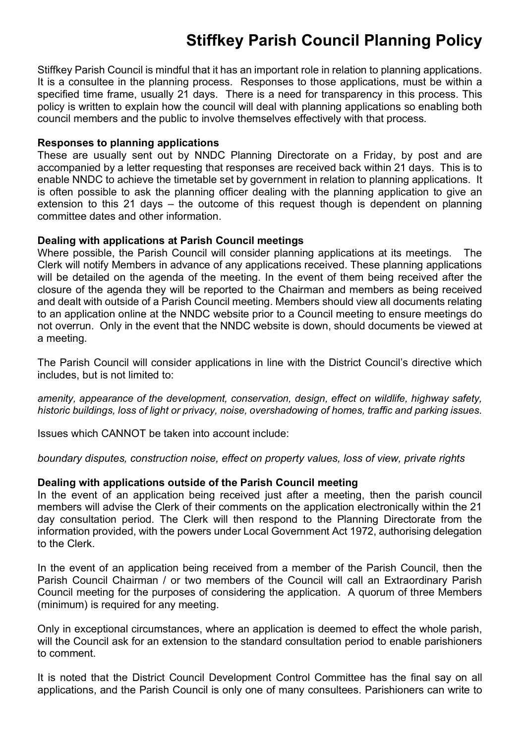# Stiffkey Parish Council Planning Policy

Stiffkey Parish Council is mindful that it has an important role in relation to planning applications. It is a consultee in the planning process. Responses to those applications, must be within a specified time frame, usually 21 days. There is a need for transparency in this process. This policy is written to explain how the council will deal with planning applications so enabling both council members and the public to involve themselves effectively with that process.

**Responses to planning applications**

These are usually sent out by NNDC Planning Directorate on a Friday, by post and are accompanied by a letter requesting that responses are received back within 21 days. This is to enable NNDC to achieve the timetable set by government in relation to planning applications. It is often possible to ask the planning officer dealing with the planning application to give an extension to this 21 days – the outcome of this request though is dependent on planning committee dates and other information.

**Dealing with applications at Parish Council meetings**

Where possible, the Parish Council will consider planning applications at its meetings. The Clerk will notify Members in advance of any applications received. These planning applications will be detailed on the agenda of the meeting. In the event of them being received after the closure of the agenda they will be reported to the Chairman and members as being received and dealt with outside of a Parish Council meeting. Members should view all documents relating to an application online at the NNDC website prior to a Council meeting to ensure meetings do not overrun. Only in the event that the NNDC website is down, should documents be viewed at a meeting.

The Parish Council will consider applications in line with the District Council's directive which includes, but is not limited to:

*amenity, appearance of the development, conservation, design, effect on wildlife, highway safety, historic buildings, loss of light or privacy, noise, overshadowing of homes, traffic and parking issues.*

Issues which CANNOT be taken into account include:

*boundary disputes, construction noise, effect on property values, loss of view, private rights*

**Dealing with applications outside of the Parish Council meeting**

In the event of an application being received just after a meeting, then the parish council members will advise the Clerk of their comments on the application electronically within the 21 day consultation period. The Clerk will then respond to the Planning Directorate from the information provided, with the powers under Local Government Act 1972, authorising delegation to the Clerk.

In the event of an application being received from a member of the Parish Council, then the Parish Council Chairman / or two members of the Council will call an Extraordinary Parish Council meeting for the purposes of considering the application. A quorum of three Members (minimum) is required for any meeting.

Only in exceptional circumstances, where an application is deemed to effect the whole parish, will the Council ask for an extension to the standard consultation period to enable parishioners to comment.

It is noted that the District Council Development Control Committee has the final say on all applications, and the Parish Council is only one of many consultees. Parishioners can write to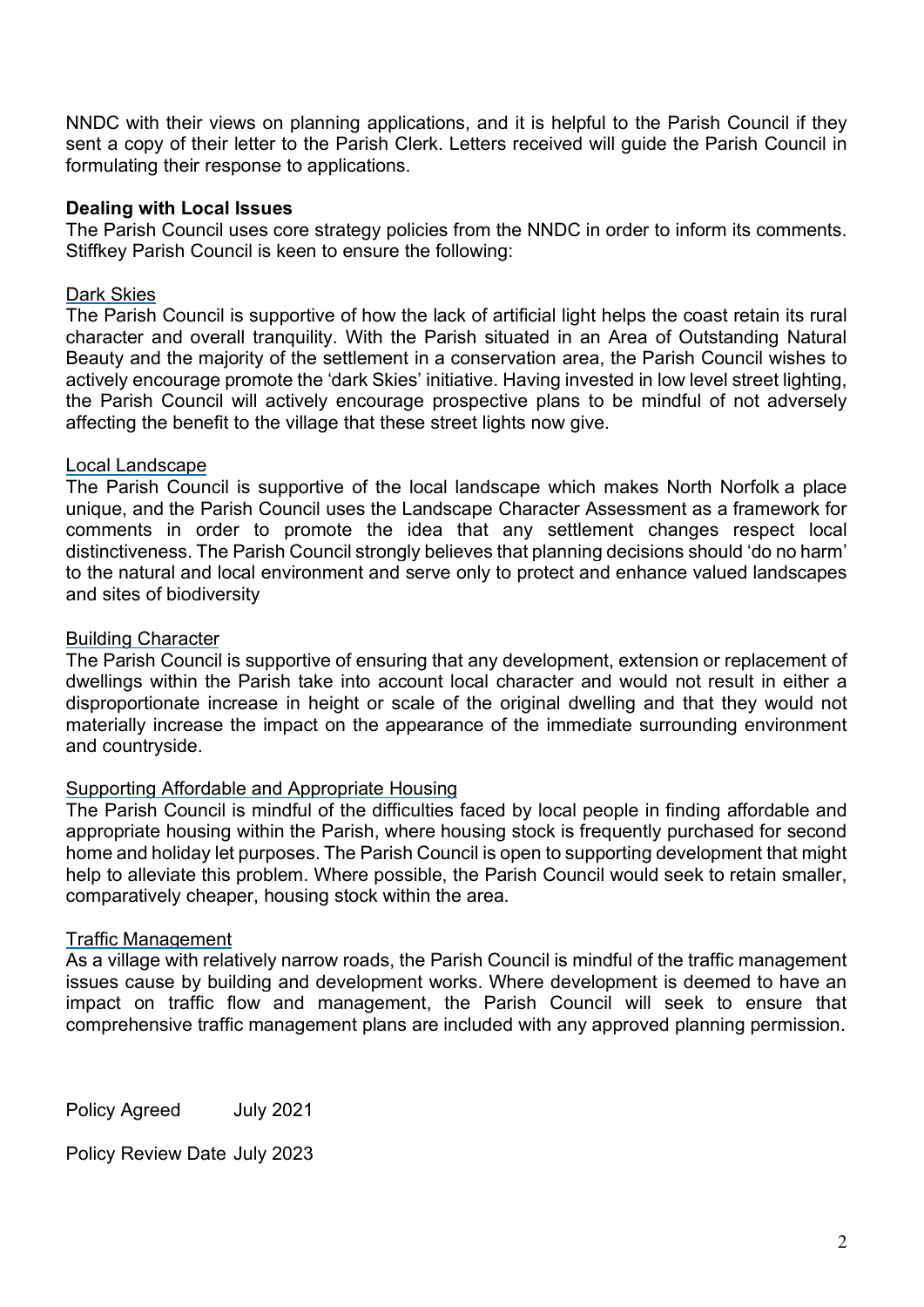NNDC with their views on planning applications, and it is helpful to the Parish Council if they sent a copy of their letter to the Parish Clerk. Letters received will guide the Parish Council in formulating their response to applications.

**Dealing with Local Issues**

The Parish Council uses core strategy policies from the NNDC in order to inform its comments. Stiffkey Parish Council is keen to ensure the following:

Dark Skies

The Parish Council is supportive of how the lack of artificial light helps the coast retain its rural character and overall tranquility. With the Parish situated in an Area of Outstanding Natural Beauty and the majority of the settlement in a conservation area, the Parish Council wishes to actively encourage promote the 'dark Skies' initiative. Having invested in low level street lighting, the Parish Council will actively encourage prospective plans to be mindful of not adversely affecting the benefit to the village that these street lights now give.

Local Landscape

The Parish Council is supportive of the local landscape which makes North Norfolk a place unique, and the Parish Council uses the Landscape Character Assessment as a framework for comments in order to promote the idea that any settlement changes respect local distinctiveness. The Parish Council strongly believes that planning decisions should 'do no harm' to the natural and local environment and serve only to protect and enhance valued landscapes and sites of biodiversity

Building Character

The Parish Council is supportive of ensuring that any development, extension or replacement of dwellings within the Parish take into account local character and would not result in either a disproportionate increase in height or scale of the original dwelling and that they would not materially increase the impact on the appearance of the immediate surrounding environment and countryside.

Supporting Affordable and Appropriate Housing

The Parish Council is mindful of the difficulties faced by local people in finding affordable and appropriate housing within the Parish, where housing stock is frequently purchased for second home and holiday let purposes. The Parish Council is open to supporting development that might help to alleviate this problem. Where possible, the Parish Council would seek to retain smaller, comparatively cheaper, housing stock within the area.

Traffic Management

As a village with relatively narrow roads, the Parish Council is mindful of the traffic management issues cause by building and development works. Where development is deemed to have an impact on traffic flow and management, the Parish Council will seek to ensure that comprehensive traffic management plans are included with any approved planning permission.

Policy Agreed July 2021

Policy Review Date July 2023